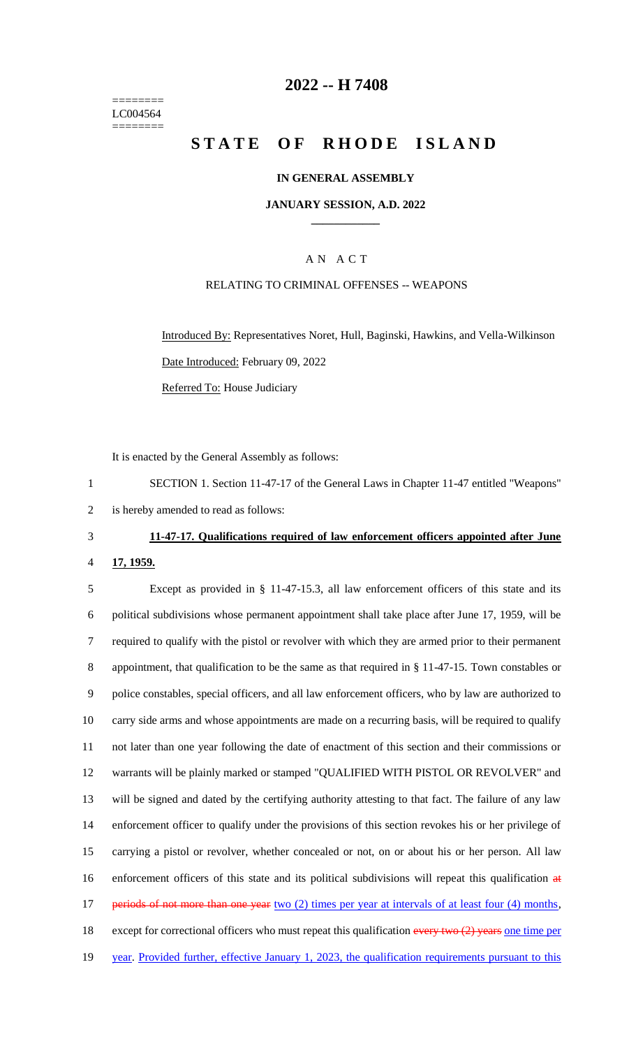========
LC004564
========

# 2022 -- H 7408

# STATE OF RHODE ISLAND

**IN GENERAL ASSEMBLY**

**JANUARY SESSION, A.D. 2022**

A N A C T

RELATING TO CRIMINAL OFFENSES -- WEAPONS

Introduced By: Representatives Noret, Hull, Baginski, Hawkins, and Vella-Wilkinson

Date Introduced: February 09, 2022

Referred To: House Judiciary

It is enacted by the General Assembly as follows:

1 SECTION 1. Section 11-47-17 of the General Laws in Chapter 11-47 entitled "Weapons"
2 is hereby amended to read as follows:

3 **11-47-17. Qualifications required of law enforcement officers appointed after June**
4 **17, 1959.**

5 Except as provided in § 11-47-15.3, all law enforcement officers of this state and its
6 political subdivisions whose permanent appointment shall take place after June 17, 1959, will be
7 required to qualify with the pistol or revolver with which they are armed prior to their permanent
8 appointment, that qualification to be the same as that required in § 11-47-15. Town constables or
9 police constables, special officers, and all law enforcement officers, who by law are authorized to
10 carry side arms and whose appointments are made on a recurring basis, will be required to qualify
11 not later than one year following the date of enactment of this section and their commissions or
12 warrants will be plainly marked or stamped "QUALIFIED WITH PISTOL OR REVOLVER" and
13 will be signed and dated by the certifying authority attesting to that fact. The failure of any law
14 enforcement officer to qualify under the provisions of this section revokes his or her privilege of
15 carrying a pistol or revolver, whether concealed or not, on or about his or her person. All law
16 enforcement officers of this state and its political subdivisions will repeat this qualification ~~at~~
17 ~~periods of not more than one year~~ two (2) times per year at intervals of at least four (4) months,
18 except for correctional officers who must repeat this qualification ~~every two (2) years~~ one time per
19 year. Provided further, effective January 1, 2023, the qualification requirements pursuant to this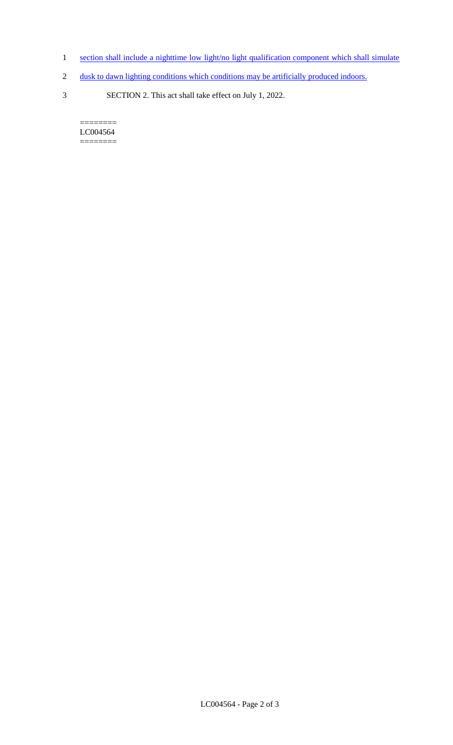section shall include a nighttime low light/no light qualification component which shall simulate dusk to dawn lighting conditions which conditions may be artificially produced indoors.

SECTION 2. This act shall take effect on July 1, 2022.

========
LC004564
========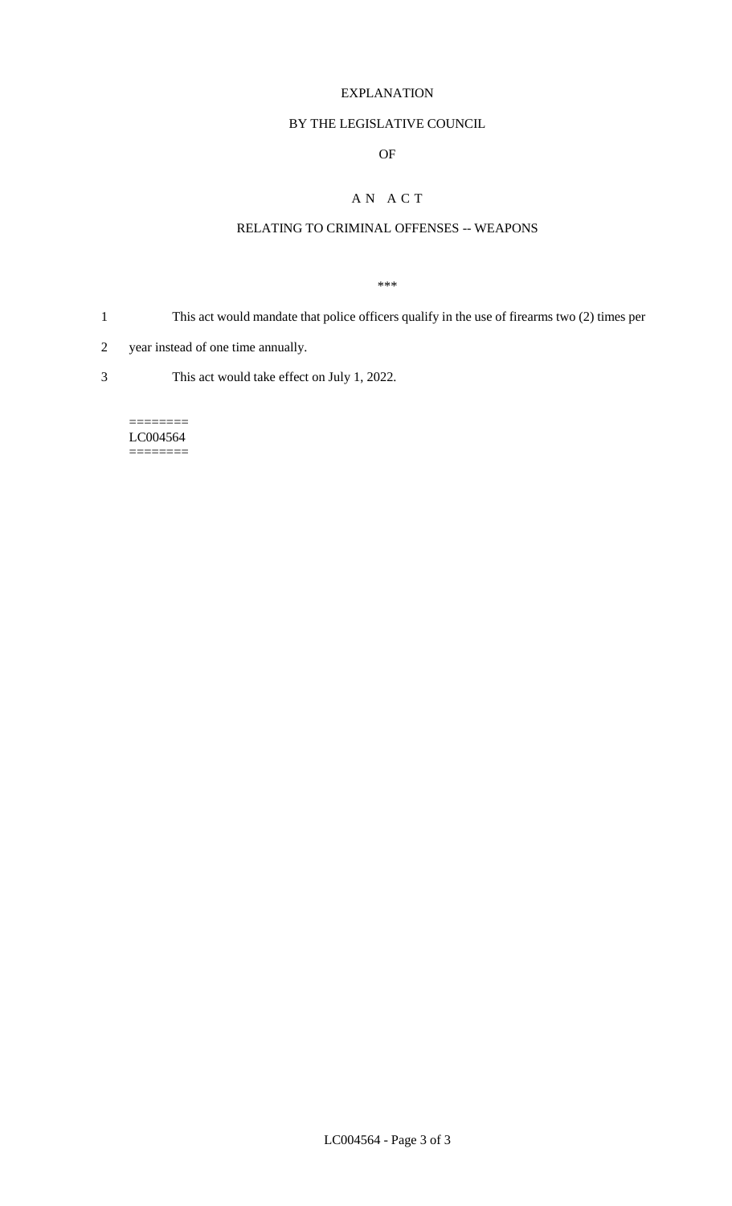EXPLANATION

BY THE LEGISLATIVE COUNCIL

OF

# A N A C T

RELATING TO CRIMINAL OFFENSES -- WEAPONS

\*\*\*

1. This act would mandate that police officers qualify in the use of firearms two (2) times per year instead of one time annually.
2. 
3. This act would take effect on July 1, 2022.

========
LC004564
========